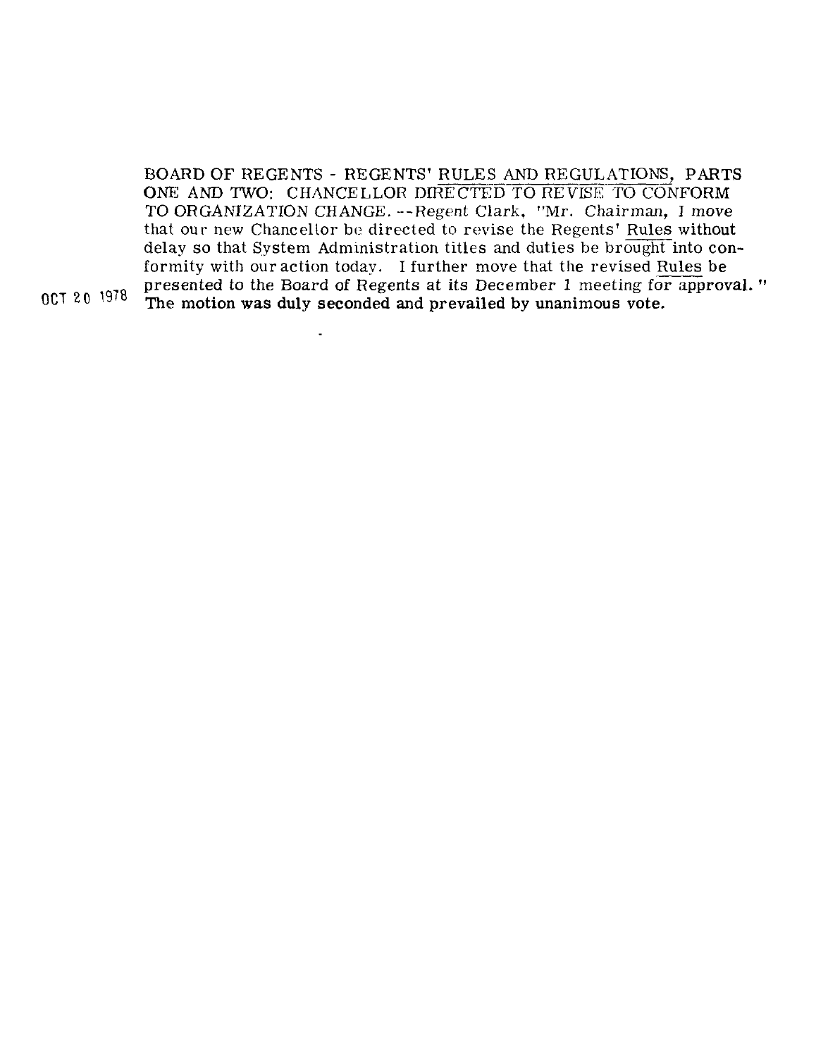BOARD OF REGENTS - REGENTS' RULES AND REGULATIONS, PARTS ONE AND TWO: CHANCELLOR DIRECTED TO REVISE TO CONFORM TO ORGANIZATION CHANGE. --Regent Clark, "Mr. Chairman, I move that our new Chancellor be directed to revise the Regents' Rules without delay so that System Administration titles and duties be brought into conformity with our action today. I further move that the revised Rules be presented to the Board of Regents at its December 1 meeting for approval." The motion was duly seconded and prevailed by unanimous vote.

OCT 20 1978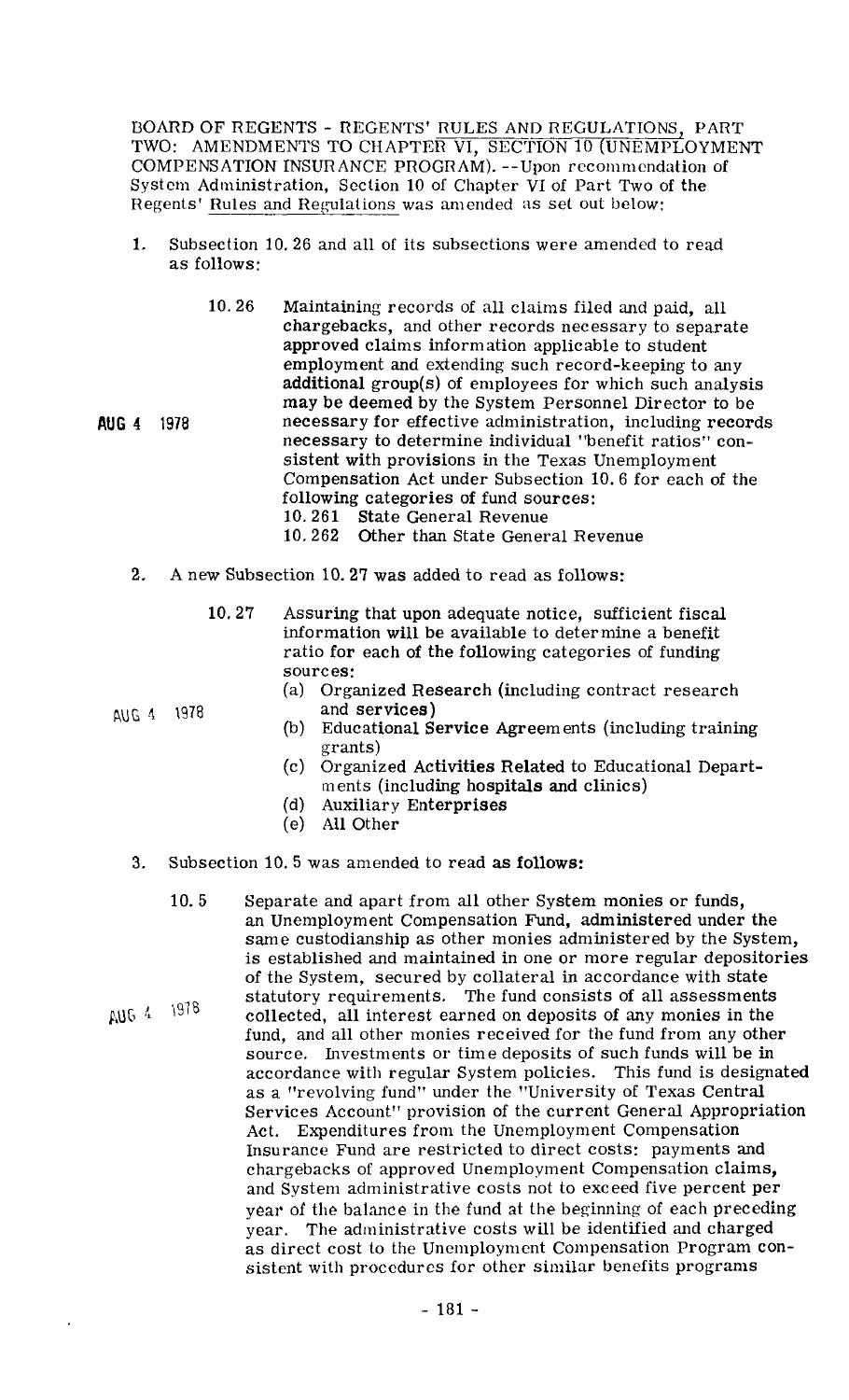BOARD OF REGENTS - REGENTS' RULES AND REGULATIONS, PART TWO: AMENDMENTS TO CHAPTER VI, SECTION 10 (UNEMPLOYMENT COMPENSATION INSURANCE PROGRAM). --Upon recommendation of System Administration, Section 10 of Chapter VI of Part Two of the Regents' Rules and Regulations was amended as set out below:

1. Subsection 10.26 and all of its subsections were amended to read as follows:

   AUG 4 1978

   10.26 Maintaining records of all claims filed and paid, all chargebacks, and other records necessary to separate approved claims information applicable to student employment and extending such record-keeping to any additional group(s) of employees for which such analysis may be deemed by the System Personnel Director to be necessary for effective administration, including records necessary to determine individual "benefit ratios" consistent with provisions in the Texas Unemployment Compensation Act under Subsection 10.6 for each of the following categories of fund sources:
   10.261 State General Revenue
   10.262 Other than State General Revenue

2. A new Subsection 10.27 was added to read as follows:

   AUG 4 1978

   10.27 Assuring that upon adequate notice, sufficient fiscal information will be available to determine a benefit ratio for each of the following categories of funding sources:
   (a) Organized Research (including contract research and services)
   (b) Educational Service Agreements (including training grants)
   (c) Organized Activities Related to Educational Departments (including hospitals and clinics)
   (d) Auxiliary Enterprises
   (e) All Other

3. Subsection 10.5 was amended to read as follows:

   AUG 4 1978

   10.5 Separate and apart from all other System monies or funds, an Unemployment Compensation Fund, administered under the same custodianship as other monies administered by the System, is established and maintained in one or more regular depositories of the System, secured by collateral in accordance with state statutory requirements. The fund consists of all assessments collected, all interest earned on deposits of any monies in the fund, and all other monies received for the fund from any other source. Investments or time deposits of such funds will be in accordance with regular System policies. This fund is designated as a "revolving fund" under the "University of Texas Central Services Account" provision of the current General Appropriation Act. Expenditures from the Unemployment Compensation Insurance Fund are restricted to direct costs: payments and chargebacks of approved Unemployment Compensation claims, and System administrative costs not to exceed five percent per year of the balance in the fund at the beginning of each preceding year. The administrative costs will be identified and charged as direct cost to the Unemployment Compensation Program consistent with procedures for other similar benefits programs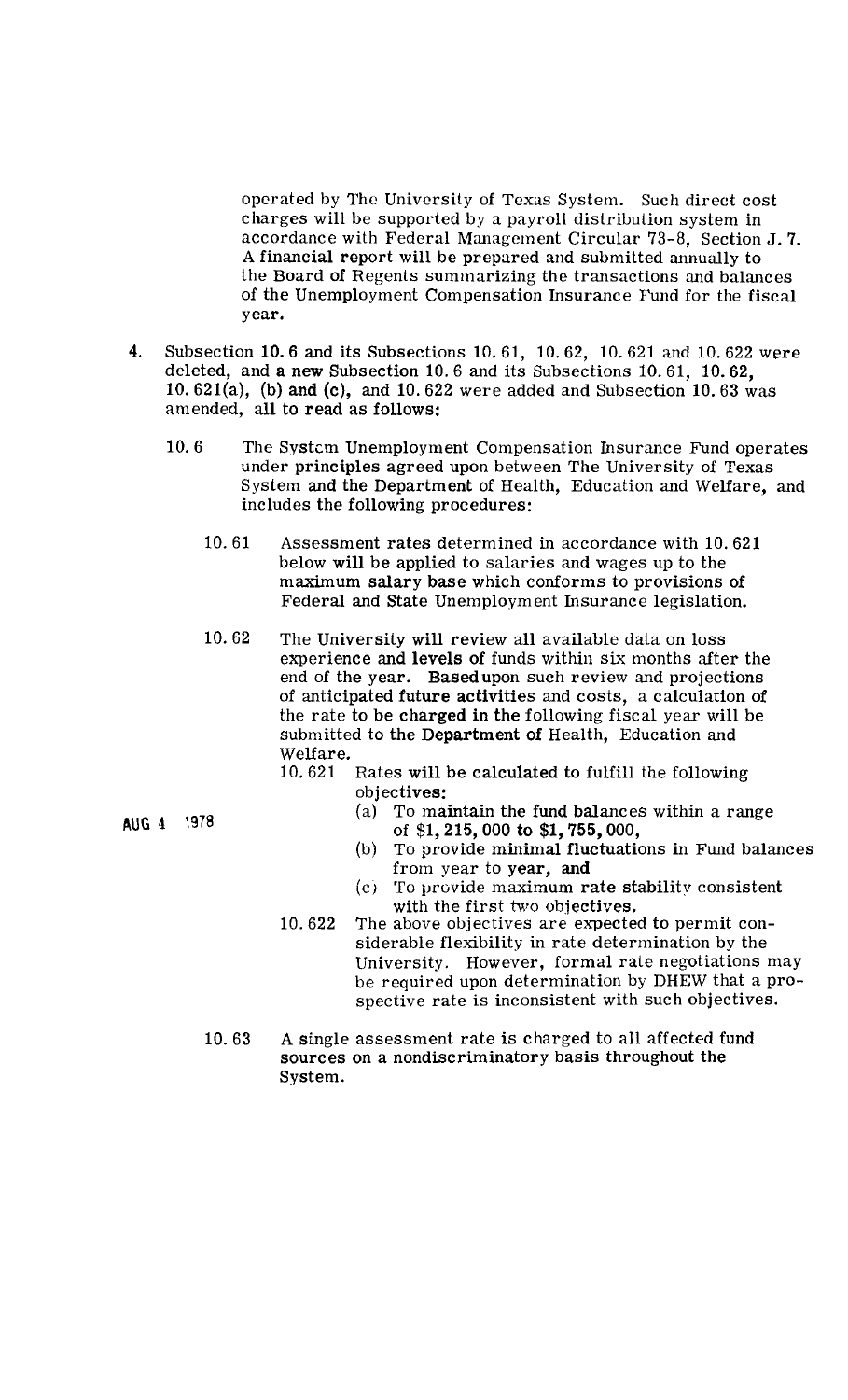operated by The University of Texas System. Such direct cost charges will be supported by a payroll distribution system in accordance with Federal Management Circular 73-8, Section J. 7. A financial report will be prepared and submitted annually to the Board of Regents summarizing the transactions and balances of the Unemployment Compensation Insurance Fund for the fiscal year.

4. Subsection 10. 6 and its Subsections 10. 61, 10. 62, 10. 621 and 10. 622 were deleted, and a new Subsection 10. 6 and its Subsections 10. 61, 10. 62, 10. 621(a), (b) and (c), and 10. 622 were added and Subsection 10. 63 was amended, all to read as follows:

   10. 6 The System Unemployment Compensation Insurance Fund operates under principles agreed upon between The University of Texas System and the Department of Health, Education and Welfare, and includes the following procedures:

      10. 61 Assessment rates determined in accordance with 10. 621 below will be applied to salaries and wages up to the maximum salary base which conforms to provisions of Federal and State Unemployment Insurance legislation.

      10. 62 The University will review all available data on loss experience and levels of funds within six months after the end of the year. Based upon such review and projections of anticipated future activities and costs, a calculation of the rate to be charged in the following fiscal year will be submitted to the Department of Health, Education and Welfare.

         10. 621 Rates will be calculated to fulfill the following objectives:

            (a) To maintain the fund balances within a range of $1, 215, 000 to $1, 755, 000,

            (b) To provide minimal fluctuations in Fund balances from year to year, and

            (c) To provide maximum rate stability consistent with the first two objectives.

         10. 622 The above objectives are expected to permit considerable flexibility in rate determination by the University. However, formal rate negotiations may be required upon determination by DHEW that a prospective rate is inconsistent with such objectives.

      10. 63 A single assessment rate is charged to all affected fund sources on a nondiscriminatory basis throughout the System.

AUG 4 1978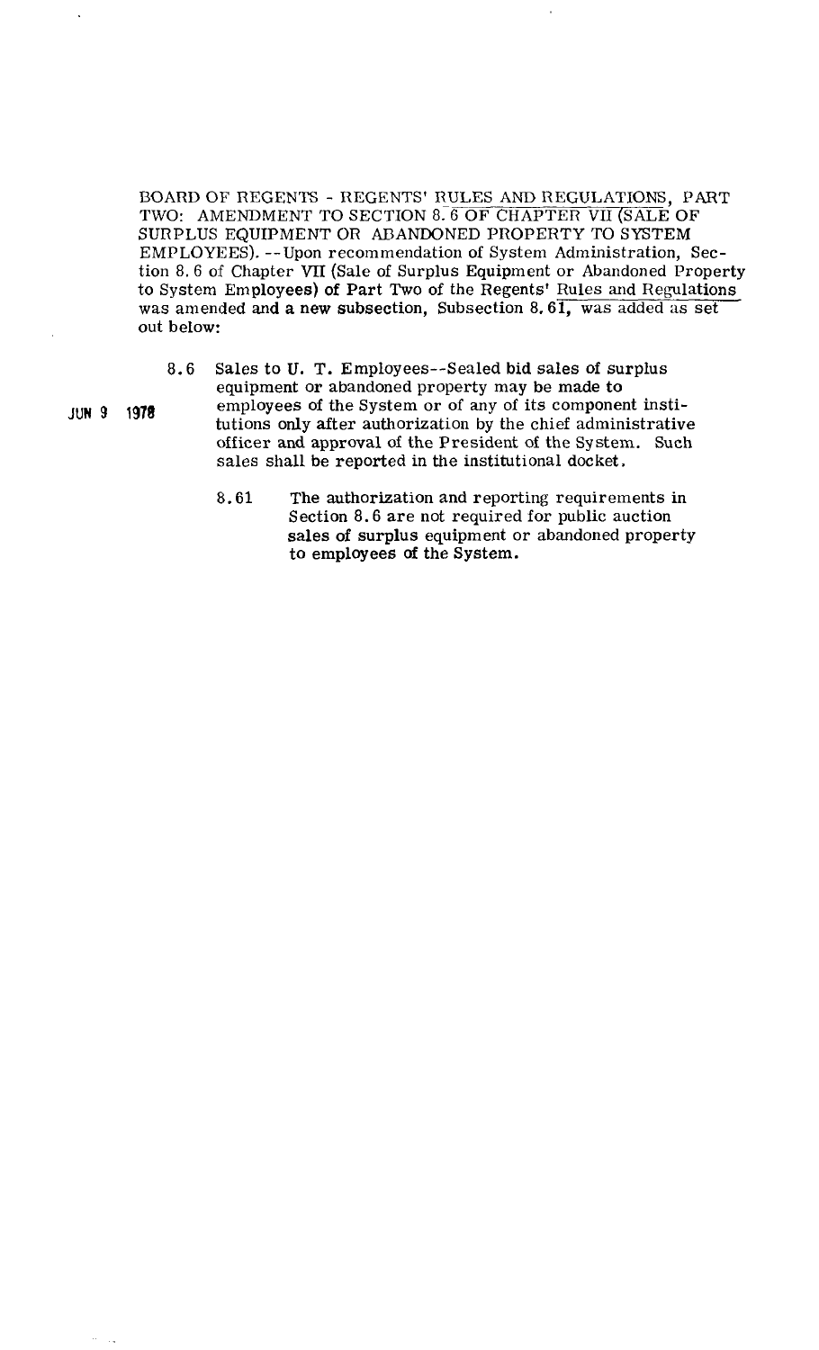BOARD OF REGENTS - REGENTS' RULES AND REGULATIONS, PART TWO: AMENDMENT TO SECTION 8.6 OF CHAPTER VII (SALE OF SURPLUS EQUIPMENT OR ABANDONED PROPERTY TO SYSTEM EMPLOYEES). --Upon recommendation of System Administration, Section 8.6 of Chapter VII (Sale of Surplus Equipment or Abandoned Property to System Employees) of Part Two of the Regents' Rules and Regulations was amended and a new subsection, Subsection 8.61, was added as set out below:

JUN 9 1978

8.6 Sales to U. T. Employees--Sealed bid sales of surplus equipment or abandoned property may be made to employees of the System or of any of its component institutions only after authorization by the chief administrative officer and approval of the President of the System. Such sales shall be reported in the institutional docket.

8.61 The authorization and reporting requirements in Section 8.6 are not required for public auction sales of surplus equipment or abandoned property to employees of the System.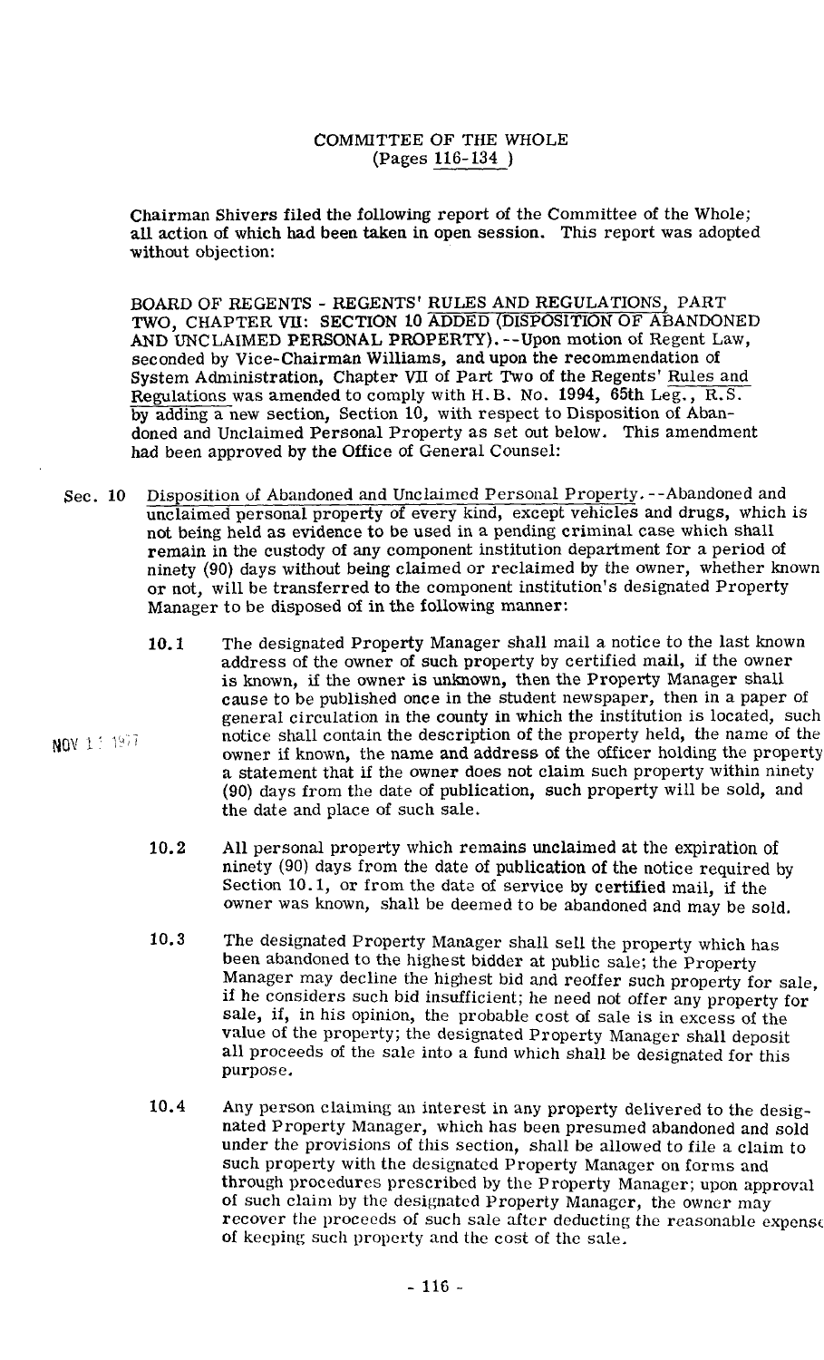COMMITTEE OF THE WHOLE
(Pages 116-134 )

Chairman Shivers filed the following report of the Committee of the Whole; all action of which had been taken in open session. This report was adopted without objection:

BOARD OF REGENTS - REGENTS' RULES AND REGULATIONS, PART TWO, CHAPTER VII: SECTION 10 ADDED (DISPOSITION OF ABANDONED AND UNCLAIMED PERSONAL PROPERTY).--Upon motion of Regent Law, seconded by Vice-Chairman Williams, and upon the recommendation of System Administration, Chapter VII of Part Two of the Regents' Rules and Regulations was amended to comply with H.B. No. 1994, 65th Leg., R.S. by adding a new section, Section 10, with respect to Disposition of Abandoned and Unclaimed Personal Property as set out below. This amendment had been approved by the Office of General Counsel:

Sec. 10 Disposition of Abandoned and Unclaimed Personal Property.--Abandoned and unclaimed personal property of every kind, except vehicles and drugs, which is not being held as evidence to be used in a pending criminal case which shall remain in the custody of any component institution department for a period of ninety (90) days without being claimed or reclaimed by the owner, whether known or not, will be transferred to the component institution's designated Property Manager to be disposed of in the following manner:

NOV 11 1977

10.1 The designated Property Manager shall mail a notice to the last known address of the owner of such property by certified mail, if the owner is known, if the owner is unknown, then the Property Manager shall cause to be published once in the student newspaper, then in a paper of general circulation in the county in which the institution is located, such notice shall contain the description of the property held, the name of the owner if known, the name and address of the officer holding the property a statement that if the owner does not claim such property within ninety (90) days from the date of publication, such property will be sold, and the date and place of such sale.

10.2 All personal property which remains unclaimed at the expiration of ninety (90) days from the date of publication of the notice required by Section 10.1, or from the date of service by certified mail, if the owner was known, shall be deemed to be abandoned and may be sold.

10.3 The designated Property Manager shall sell the property which has been abandoned to the highest bidder at public sale; the Property Manager may decline the highest bid and reoffer such property for sale, if he considers such bid insufficient; he need not offer any property for sale, if, in his opinion, the probable cost of sale is in excess of the value of the property; the designated Property Manager shall deposit all proceeds of the sale into a fund which shall be designated for this purpose.

10.4 Any person claiming an interest in any property delivered to the designated Property Manager, which has been presumed abandoned and sold under the provisions of this section, shall be allowed to file a claim to such property with the designated Property Manager on forms and through procedures prescribed by the Property Manager; upon approval of such claim by the designated Property Manager, the owner may recover the proceeds of such sale after deducting the reasonable expense of keeping such property and the cost of the sale.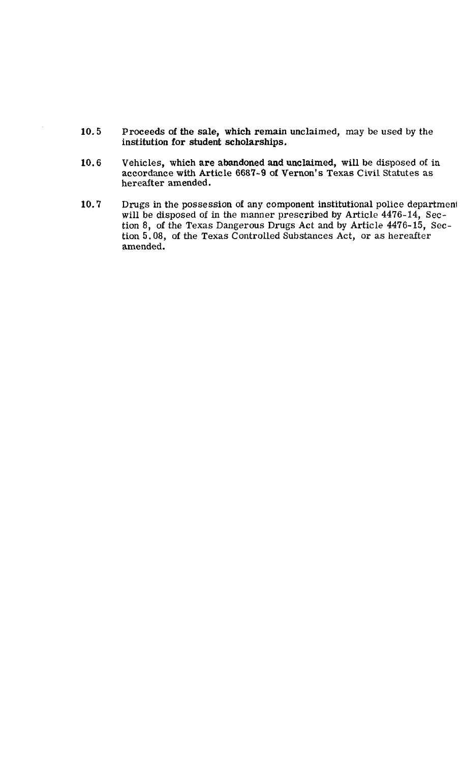10.5 Proceeds of the sale, which remain unclaimed, may be used by the institution for student scholarships.

10.6 Vehicles, which are abandoned and unclaimed, will be disposed of in accordance with Article 6687-9 of Vernon's Texas Civil Statutes as hereafter amended.

10.7 Drugs in the possession of any component institutional police department will be disposed of in the manner prescribed by Article 4476-14, Section 8, of the Texas Dangerous Drugs Act and by Article 4476-15, Section 5.08, of the Texas Controlled Substances Act, or as hereafter amended.